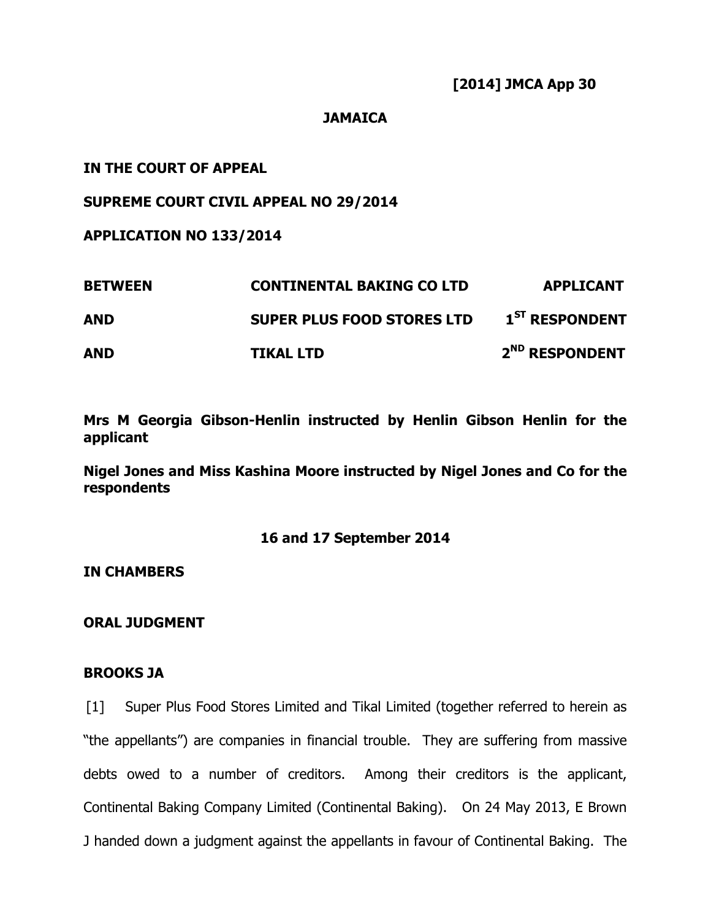**[2014] JMCA App 30**

**JAMAICA**

**IN THE COURT OF APPEAL**

**SUPREME COURT CIVIL APPEAL NO 29/2014**

**APPLICATION NO 133/2014**

| | | |
|---|---|---|
| **BETWEEN** | **CONTINENTAL BAKING CO LTD** | **APPLICANT** |
| **AND** | **SUPER PLUS FOOD STORES LTD** | **1ST RESPONDENT** |
| **AND** | **TIKAL LTD** | **2ND RESPONDENT** |

**Mrs M Georgia Gibson-Henlin instructed by Henlin Gibson Henlin for the applicant**

**Nigel Jones and Miss Kashina Moore instructed by Nigel Jones and Co for the respondents**

**16 and 17 September 2014**

**IN CHAMBERS**

**ORAL JUDGMENT**

**BROOKS JA**

[1] Super Plus Food Stores Limited and Tikal Limited (together referred to herein as "the appellants") are companies in financial trouble. They are suffering from massive debts owed to a number of creditors. Among their creditors is the applicant, Continental Baking Company Limited (Continental Baking). On 24 May 2013, E Brown J handed down a judgment against the appellants in favour of Continental Baking. The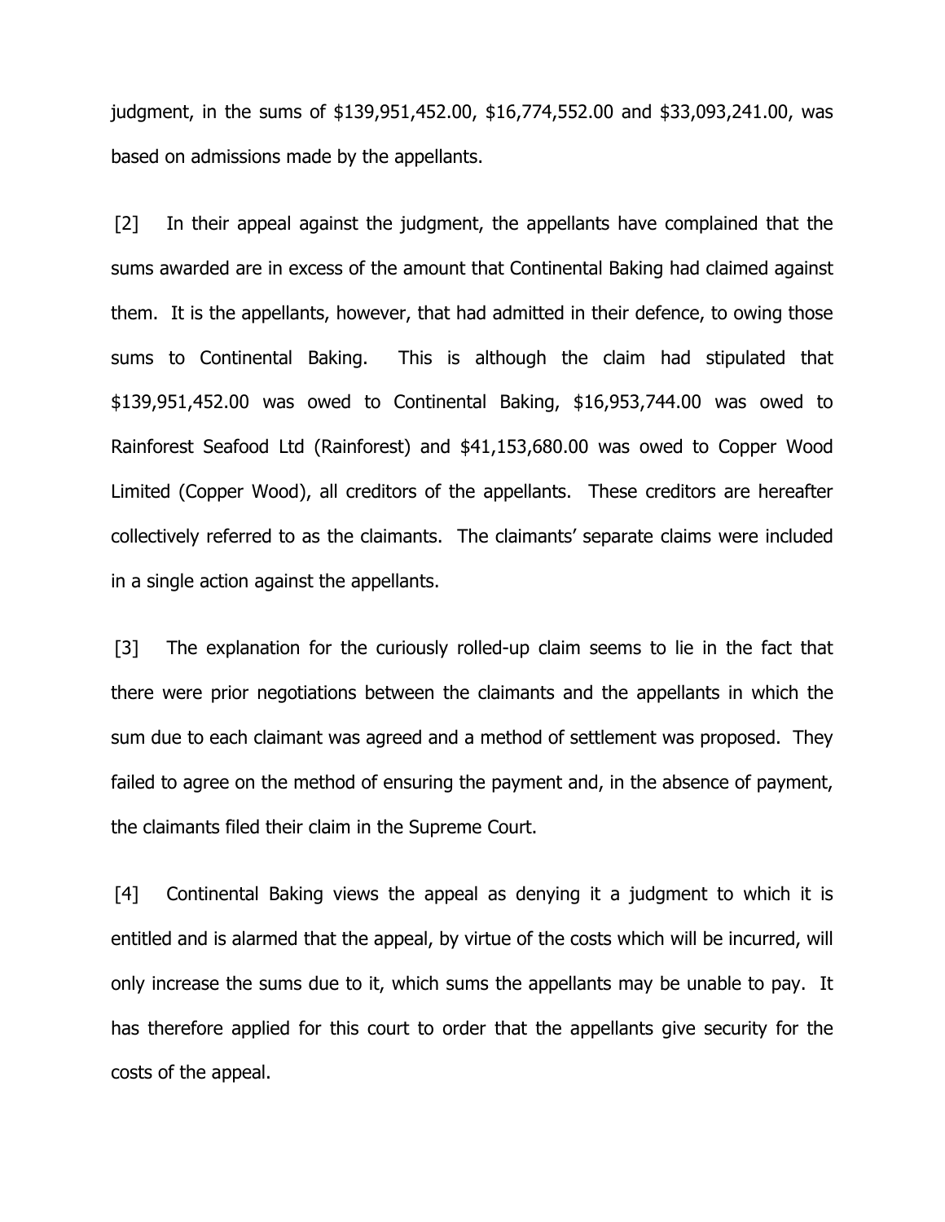judgment, in the sums of $139,951,452.00, $16,774,552.00 and $33,093,241.00, was based on admissions made by the appellants.

[2] In their appeal against the judgment, the appellants have complained that the sums awarded are in excess of the amount that Continental Baking had claimed against them. It is the appellants, however, that had admitted in their defence, to owing those sums to Continental Baking. This is although the claim had stipulated that $139,951,452.00 was owed to Continental Baking, $16,953,744.00 was owed to Rainforest Seafood Ltd (Rainforest) and $41,153,680.00 was owed to Copper Wood Limited (Copper Wood), all creditors of the appellants. These creditors are hereafter collectively referred to as the claimants. The claimants' separate claims were included in a single action against the appellants.

[3] The explanation for the curiously rolled-up claim seems to lie in the fact that there were prior negotiations between the claimants and the appellants in which the sum due to each claimant was agreed and a method of settlement was proposed. They failed to agree on the method of ensuring the payment and, in the absence of payment, the claimants filed their claim in the Supreme Court.

[4] Continental Baking views the appeal as denying it a judgment to which it is entitled and is alarmed that the appeal, by virtue of the costs which will be incurred, will only increase the sums due to it, which sums the appellants may be unable to pay. It has therefore applied for this court to order that the appellants give security for the costs of the appeal.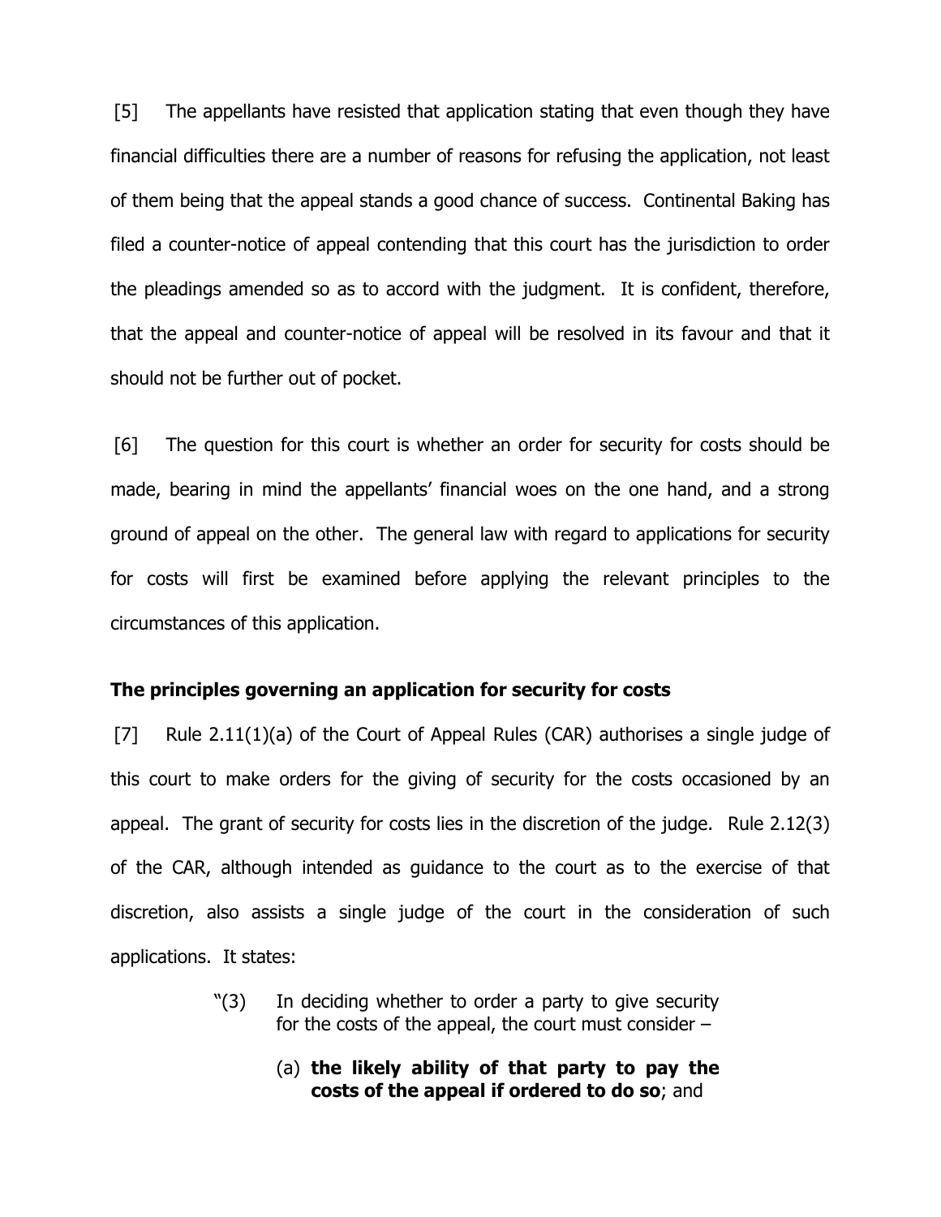[5] The appellants have resisted that application stating that even though they have financial difficulties there are a number of reasons for refusing the application, not least of them being that the appeal stands a good chance of success. Continental Baking has filed a counter-notice of appeal contending that this court has the jurisdiction to order the pleadings amended so as to accord with the judgment. It is confident, therefore, that the appeal and counter-notice of appeal will be resolved in its favour and that it should not be further out of pocket.

[6] The question for this court is whether an order for security for costs should be made, bearing in mind the appellants' financial woes on the one hand, and a strong ground of appeal on the other. The general law with regard to applications for security for costs will first be examined before applying the relevant principles to the circumstances of this application.

**The principles governing an application for security for costs**

[7] Rule 2.11(1)(a) of the Court of Appeal Rules (CAR) authorises a single judge of this court to make orders for the giving of security for the costs occasioned by an appeal. The grant of security for costs lies in the discretion of the judge. Rule 2.12(3) of the CAR, although intended as guidance to the court as to the exercise of that discretion, also assists a single judge of the court in the consideration of such applications. It states:

> "(3) In deciding whether to order a party to give security for the costs of the appeal, the court must consider –
>
> (a) **the likely ability of that party to pay the costs of the appeal if ordered to do so**; and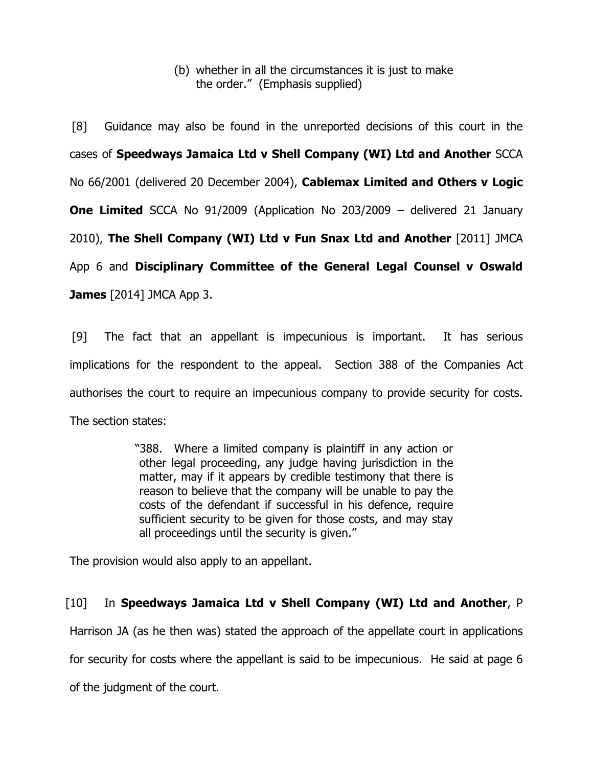> (b) whether in all the circumstances it is just to make the order." (Emphasis supplied)

[8] Guidance may also be found in the unreported decisions of this court in the cases of **Speedways Jamaica Ltd v Shell Company (WI) Ltd and Another** SCCA No 66/2001 (delivered 20 December 2004), **Cablemax Limited and Others v Logic One Limited** SCCA No 91/2009 (Application No 203/2009 – delivered 21 January 2010), **The Shell Company (WI) Ltd v Fun Snax Ltd and Another** [2011] JMCA App 6 and **Disciplinary Committee of the General Legal Counsel v Oswald James** [2014] JMCA App 3.

[9] The fact that an appellant is impecunious is important. It has serious implications for the respondent to the appeal. Section 388 of the Companies Act authorises the court to require an impecunious company to provide security for costs. The section states:

> "388. Where a limited company is plaintiff in any action or other legal proceeding, any judge having jurisdiction in the matter, may if it appears by credible testimony that there is reason to believe that the company will be unable to pay the costs of the defendant if successful in his defence, require sufficient security to be given for those costs, and may stay all proceedings until the security is given."

The provision would also apply to an appellant.

[10] In **Speedways Jamaica Ltd v Shell Company (WI) Ltd and Another**, P Harrison JA (as he then was) stated the approach of the appellate court in applications for security for costs where the appellant is said to be impecunious. He said at page 6 of the judgment of the court.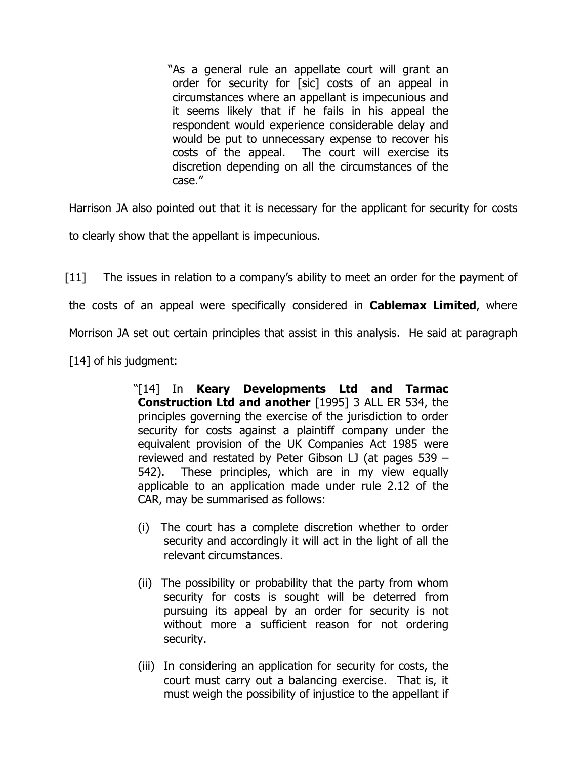> "As a general rule an appellate court will grant an order for security for [sic] costs of an appeal in circumstances where an appellant is impecunious and it seems likely that if he fails in his appeal the respondent would experience considerable delay and would be put to unnecessary expense to recover his costs of the appeal. The court will exercise its discretion depending on all the circumstances of the case."

Harrison JA also pointed out that it is necessary for the applicant for security for costs to clearly show that the appellant is impecunious.

[11] The issues in relation to a company's ability to meet an order for the payment of the costs of an appeal were specifically considered in **Cablemax Limited**, where Morrison JA set out certain principles that assist in this analysis. He said at paragraph [14] of his judgment:

> "[14] In **Keary Developments Ltd and Tarmac Construction Ltd and another** [1995] 3 ALL ER 534, the principles governing the exercise of the jurisdiction to order security for costs against a plaintiff company under the equivalent provision of the UK Companies Act 1985 were reviewed and restated by Peter Gibson LJ (at pages 539 – 542). These principles, which are in my view equally applicable to an application made under rule 2.12 of the CAR, may be summarised as follows:
>
> (i) The court has a complete discretion whether to order security and accordingly it will act in the light of all the relevant circumstances.
>
> (ii) The possibility or probability that the party from whom security for costs is sought will be deterred from pursuing its appeal by an order for security is not without more a sufficient reason for not ordering security.
>
> (iii) In considering an application for security for costs, the court must carry out a balancing exercise. That is, it must weigh the possibility of injustice to the appellant if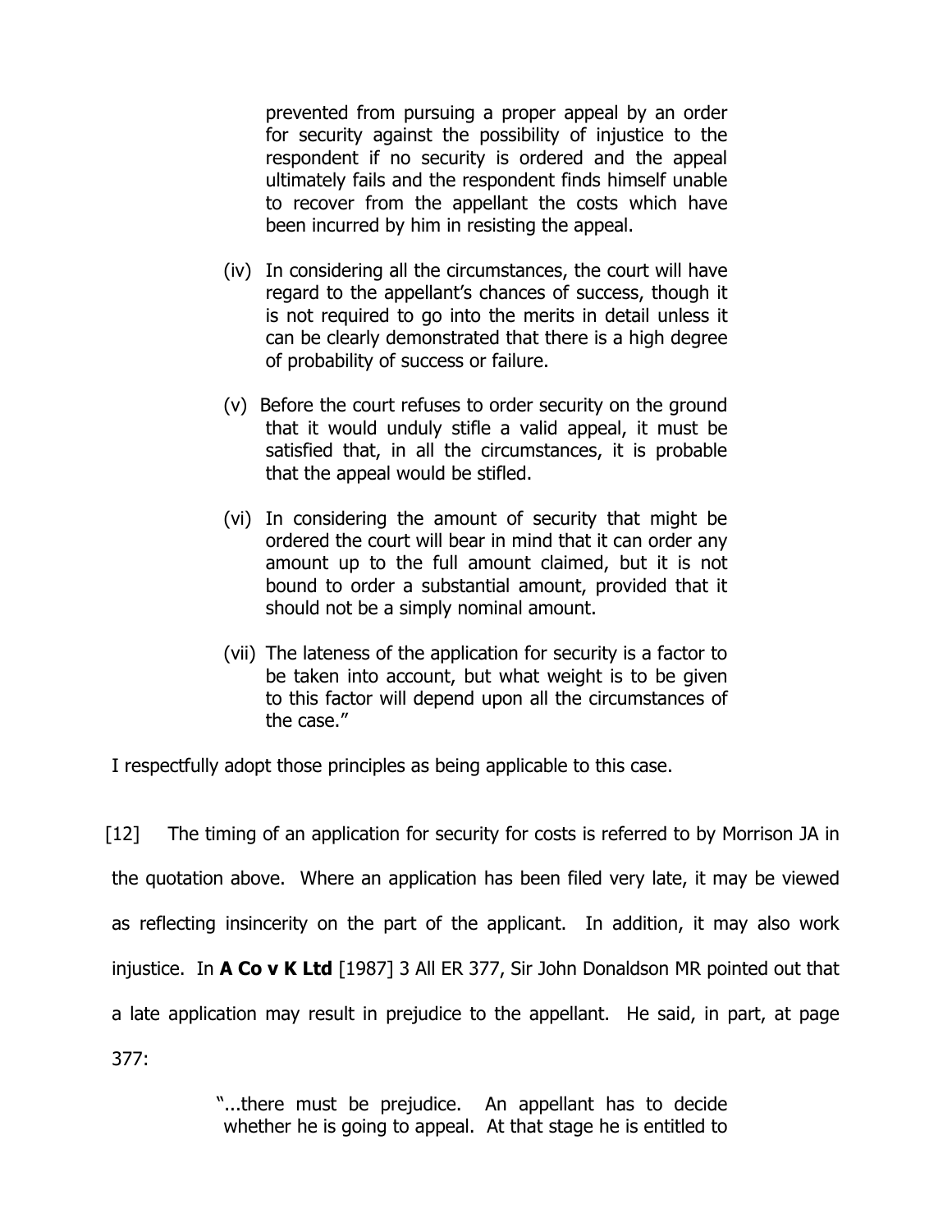> prevented from pursuing a proper appeal by an order for security against the possibility of injustice to the respondent if no security is ordered and the appeal ultimately fails and the respondent finds himself unable to recover from the appellant the costs which have been incurred by him in resisting the appeal.
>
> (iv) In considering all the circumstances, the court will have regard to the appellant's chances of success, though it is not required to go into the merits in detail unless it can be clearly demonstrated that there is a high degree of probability of success or failure.
>
> (v) Before the court refuses to order security on the ground that it would unduly stifle a valid appeal, it must be satisfied that, in all the circumstances, it is probable that the appeal would be stifled.
>
> (vi) In considering the amount of security that might be ordered the court will bear in mind that it can order any amount up to the full amount claimed, but it is not bound to order a substantial amount, provided that it should not be a simply nominal amount.
>
> (vii) The lateness of the application for security is a factor to be taken into account, but what weight is to be given to this factor will depend upon all the circumstances of the case."

I respectfully adopt those principles as being applicable to this case.

[12] The timing of an application for security for costs is referred to by Morrison JA in the quotation above. Where an application has been filed very late, it may be viewed as reflecting insincerity on the part of the applicant. In addition, it may also work injustice. In **A Co v K Ltd** [1987] 3 All ER 377, Sir John Donaldson MR pointed out that a late application may result in prejudice to the appellant. He said, in part, at page 377:

> "...there must be prejudice. An appellant has to decide whether he is going to appeal. At that stage he is entitled to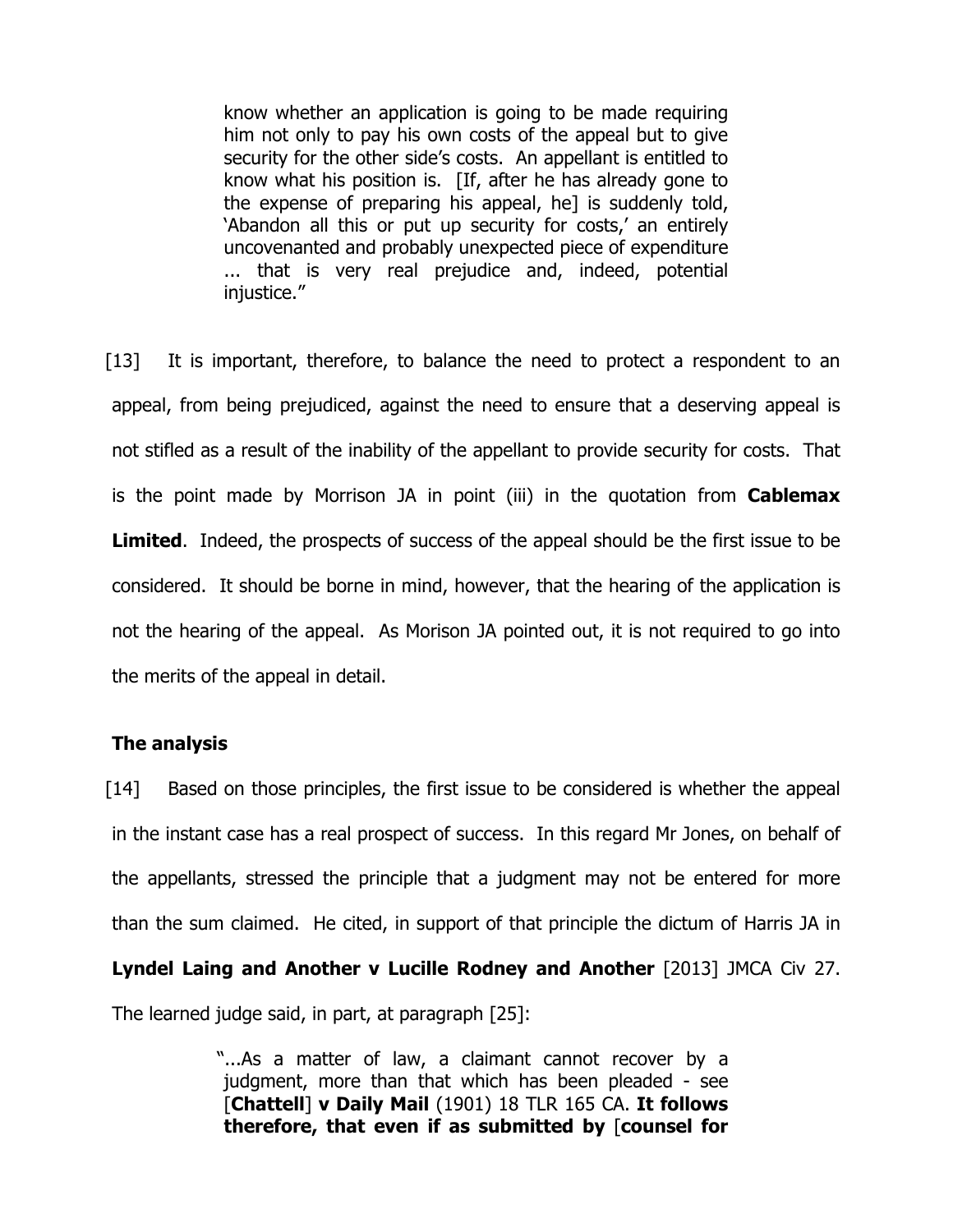> know whether an application is going to be made requiring him not only to pay his own costs of the appeal but to give security for the other side's costs. An appellant is entitled to know what his position is. [If, after he has already gone to the expense of preparing his appeal, he] is suddenly told, 'Abandon all this or put up security for costs,' an entirely uncovenanted and probably unexpected piece of expenditure ... that is very real prejudice and, indeed, potential injustice."

[13] It is important, therefore, to balance the need to protect a respondent to an appeal, from being prejudiced, against the need to ensure that a deserving appeal is not stifled as a result of the inability of the appellant to provide security for costs. That is the point made by Morrison JA in point (iii) in the quotation from **Cablemax Limited**. Indeed, the prospects of success of the appeal should be the first issue to be considered. It should be borne in mind, however, that the hearing of the application is not the hearing of the appeal. As Morison JA pointed out, it is not required to go into the merits of the appeal in detail.

## The analysis

[14] Based on those principles, the first issue to be considered is whether the appeal in the instant case has a real prospect of success. In this regard Mr Jones, on behalf of the appellants, stressed the principle that a judgment may not be entered for more than the sum claimed. He cited, in support of that principle the dictum of Harris JA in **Lyndel Laing and Another v Lucille Rodney and Another** [2013] JMCA Civ 27. The learned judge said, in part, at paragraph [25]:

> "...As a matter of law, a claimant cannot recover by a judgment, more than that which has been pleaded - see [**Chattell**] **v Daily Mail** (1901) 18 TLR 165 CA. **It follows therefore, that even if as submitted by** [**counsel for**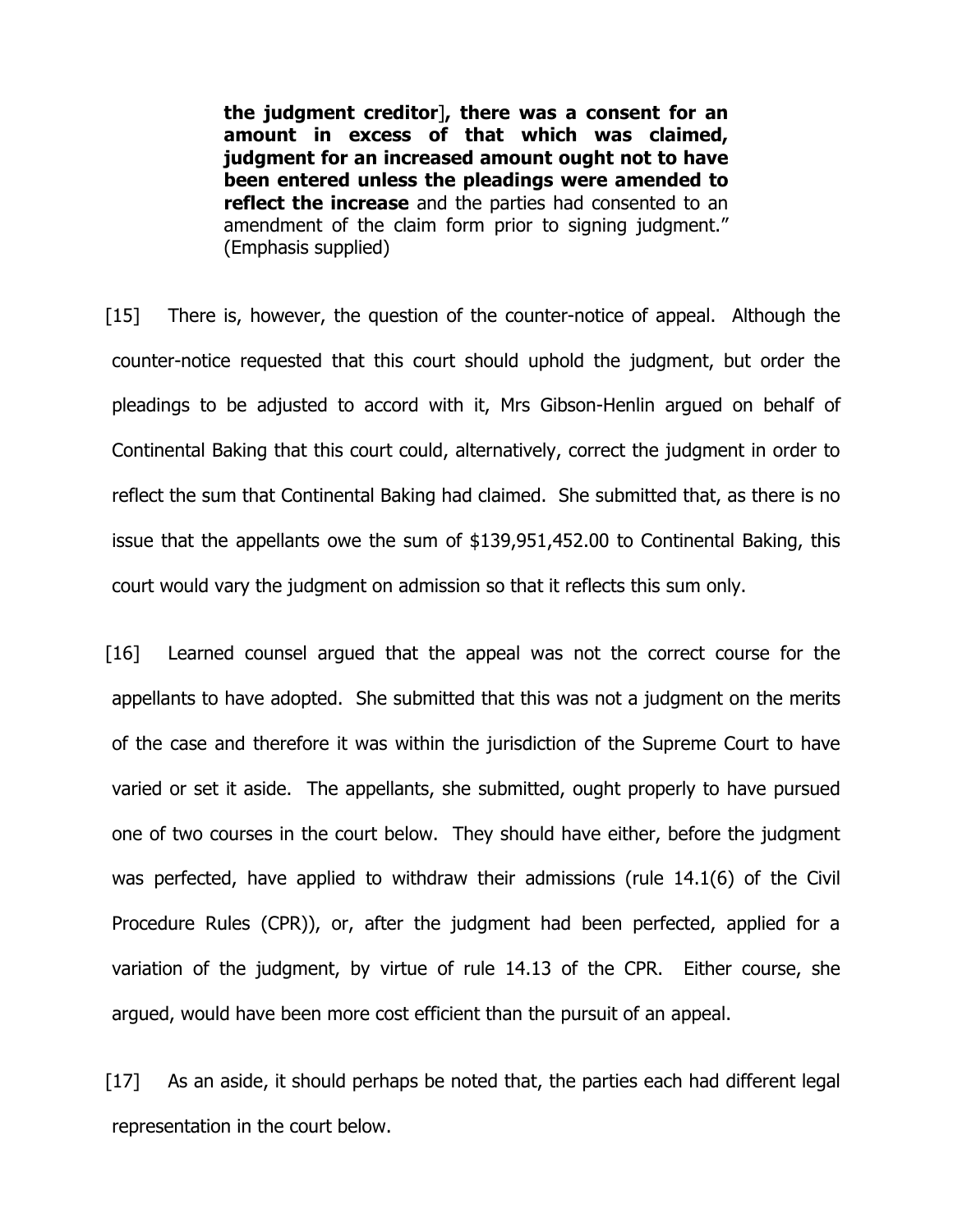> **the judgment creditor], there was a consent for an amount in excess of that which was claimed, judgment for an increased amount ought not to have been entered unless the pleadings were amended to reflect the increase** and the parties had consented to an amendment of the claim form prior to signing judgment." (Emphasis supplied)

[15] There is, however, the question of the counter-notice of appeal. Although the counter-notice requested that this court should uphold the judgment, but order the pleadings to be adjusted to accord with it, Mrs Gibson-Henlin argued on behalf of Continental Baking that this court could, alternatively, correct the judgment in order to reflect the sum that Continental Baking had claimed. She submitted that, as there is no issue that the appellants owe the sum of $139,951,452.00 to Continental Baking, this court would vary the judgment on admission so that it reflects this sum only.

[16] Learned counsel argued that the appeal was not the correct course for the appellants to have adopted. She submitted that this was not a judgment on the merits of the case and therefore it was within the jurisdiction of the Supreme Court to have varied or set it aside. The appellants, she submitted, ought properly to have pursued one of two courses in the court below. They should have either, before the judgment was perfected, have applied to withdraw their admissions (rule 14.1(6) of the Civil Procedure Rules (CPR)), or, after the judgment had been perfected, applied for a variation of the judgment, by virtue of rule 14.13 of the CPR. Either course, she argued, would have been more cost efficient than the pursuit of an appeal.

[17] As an aside, it should perhaps be noted that, the parties each had different legal representation in the court below.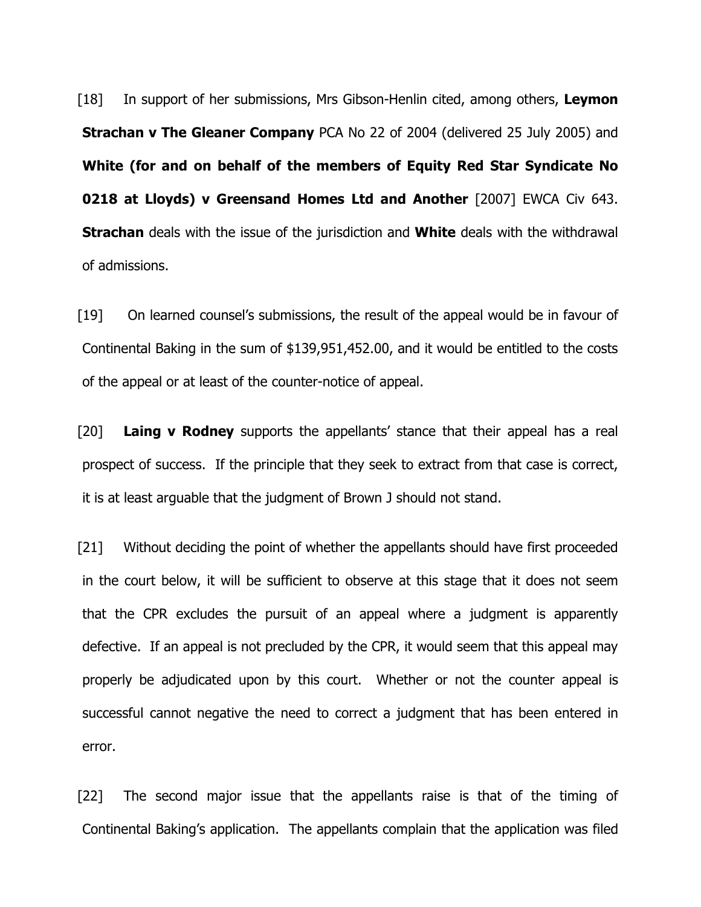[18] In support of her submissions, Mrs Gibson-Henlin cited, among others, **Leymon Strachan v The Gleaner Company** PCA No 22 of 2004 (delivered 25 July 2005) and **White (for and on behalf of the members of Equity Red Star Syndicate No 0218 at Lloyds) v Greensand Homes Ltd and Another** [2007] EWCA Civ 643. **Strachan** deals with the issue of the jurisdiction and **White** deals with the withdrawal of admissions.

[19] On learned counsel's submissions, the result of the appeal would be in favour of Continental Baking in the sum of $139,951,452.00, and it would be entitled to the costs of the appeal or at least of the counter-notice of appeal.

[20] **Laing v Rodney** supports the appellants' stance that their appeal has a real prospect of success. If the principle that they seek to extract from that case is correct, it is at least arguable that the judgment of Brown J should not stand.

[21] Without deciding the point of whether the appellants should have first proceeded in the court below, it will be sufficient to observe at this stage that it does not seem that the CPR excludes the pursuit of an appeal where a judgment is apparently defective. If an appeal is not precluded by the CPR, it would seem that this appeal may properly be adjudicated upon by this court. Whether or not the counter appeal is successful cannot negative the need to correct a judgment that has been entered in error.

[22] The second major issue that the appellants raise is that of the timing of Continental Baking's application. The appellants complain that the application was filed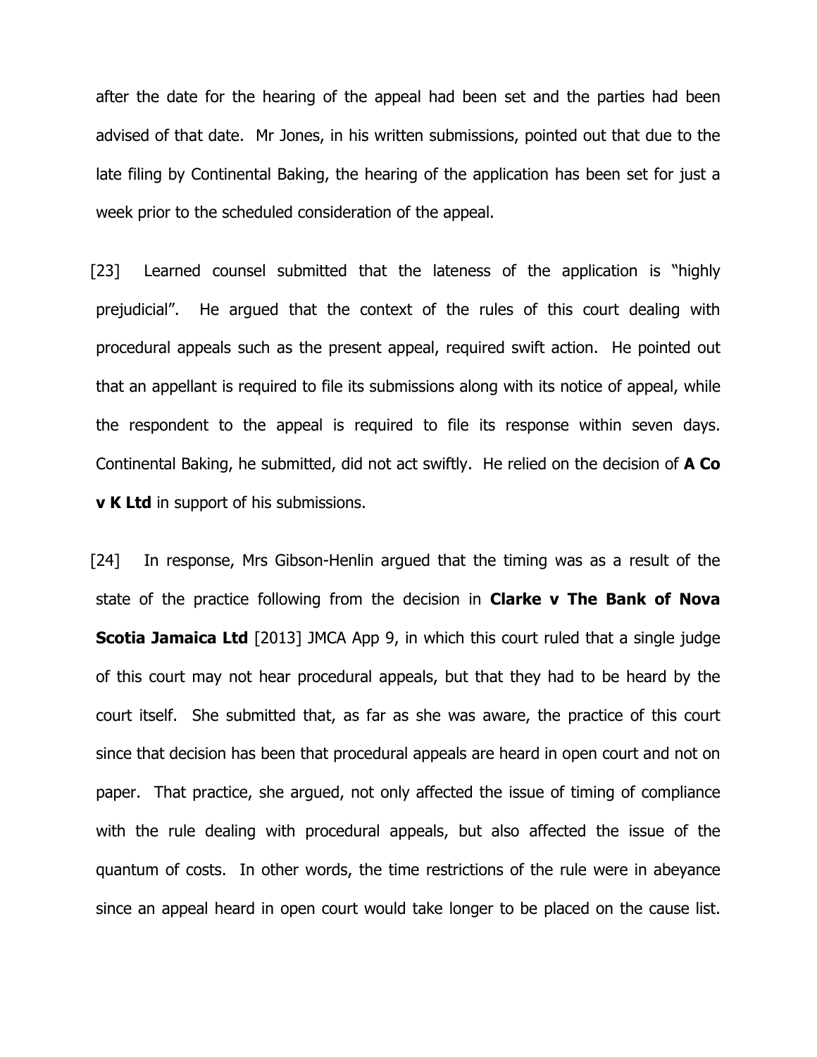after the date for the hearing of the appeal had been set and the parties had been advised of that date. Mr Jones, in his written submissions, pointed out that due to the late filing by Continental Baking, the hearing of the application has been set for just a week prior to the scheduled consideration of the appeal.

[23] Learned counsel submitted that the lateness of the application is "highly prejudicial". He argued that the context of the rules of this court dealing with procedural appeals such as the present appeal, required swift action. He pointed out that an appellant is required to file its submissions along with its notice of appeal, while the respondent to the appeal is required to file its response within seven days. Continental Baking, he submitted, did not act swiftly. He relied on the decision of **A Co v K Ltd** in support of his submissions.

[24] In response, Mrs Gibson-Henlin argued that the timing was as a result of the state of the practice following from the decision in **Clarke v The Bank of Nova Scotia Jamaica Ltd** [2013] JMCA App 9, in which this court ruled that a single judge of this court may not hear procedural appeals, but that they had to be heard by the court itself. She submitted that, as far as she was aware, the practice of this court since that decision has been that procedural appeals are heard in open court and not on paper. That practice, she argued, not only affected the issue of timing of compliance with the rule dealing with procedural appeals, but also affected the issue of the quantum of costs. In other words, the time restrictions of the rule were in abeyance since an appeal heard in open court would take longer to be placed on the cause list.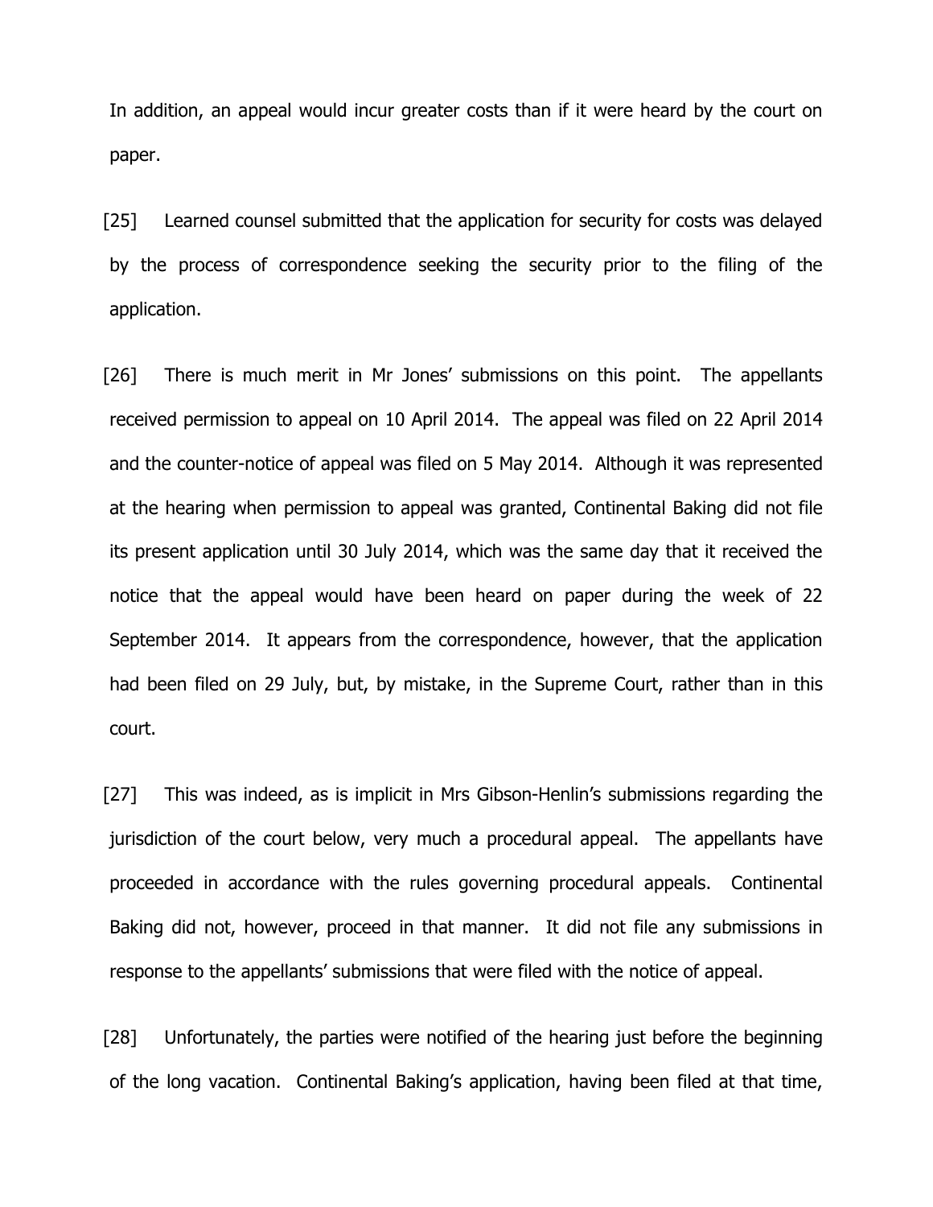In addition, an appeal would incur greater costs than if it were heard by the court on paper.

[25] Learned counsel submitted that the application for security for costs was delayed by the process of correspondence seeking the security prior to the filing of the application.

[26] There is much merit in Mr Jones' submissions on this point. The appellants received permission to appeal on 10 April 2014. The appeal was filed on 22 April 2014 and the counter-notice of appeal was filed on 5 May 2014. Although it was represented at the hearing when permission to appeal was granted, Continental Baking did not file its present application until 30 July 2014, which was the same day that it received the notice that the appeal would have been heard on paper during the week of 22 September 2014. It appears from the correspondence, however, that the application had been filed on 29 July, but, by mistake, in the Supreme Court, rather than in this court.

[27] This was indeed, as is implicit in Mrs Gibson-Henlin's submissions regarding the jurisdiction of the court below, very much a procedural appeal. The appellants have proceeded in accordance with the rules governing procedural appeals. Continental Baking did not, however, proceed in that manner. It did not file any submissions in response to the appellants' submissions that were filed with the notice of appeal.

[28] Unfortunately, the parties were notified of the hearing just before the beginning of the long vacation. Continental Baking's application, having been filed at that time,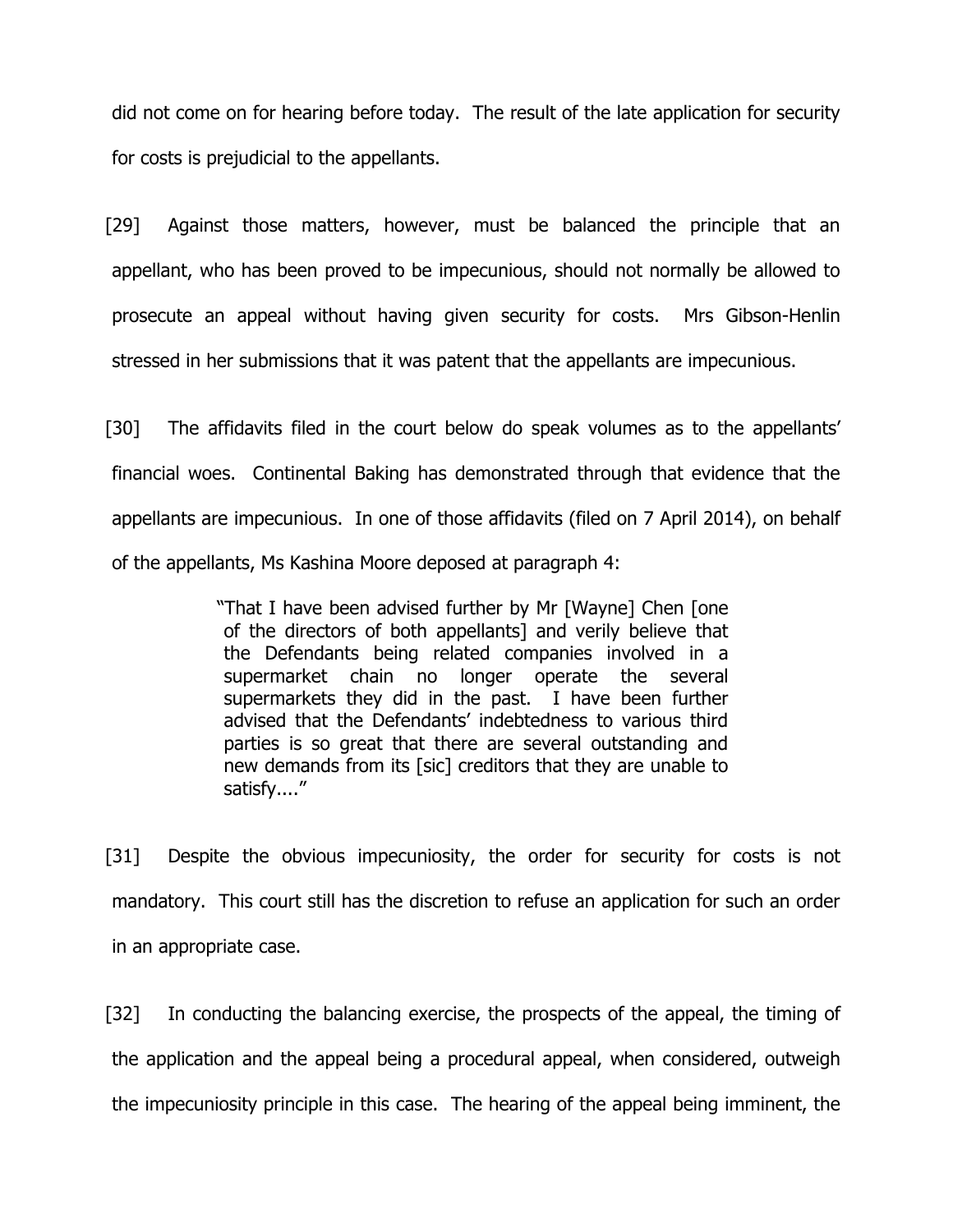did not come on for hearing before today. The result of the late application for security for costs is prejudicial to the appellants.

[29] Against those matters, however, must be balanced the principle that an appellant, who has been proved to be impecunious, should not normally be allowed to prosecute an appeal without having given security for costs. Mrs Gibson-Henlin stressed in her submissions that it was patent that the appellants are impecunious.

[30] The affidavits filed in the court below do speak volumes as to the appellants' financial woes. Continental Baking has demonstrated through that evidence that the appellants are impecunious. In one of those affidavits (filed on 7 April 2014), on behalf of the appellants, Ms Kashina Moore deposed at paragraph 4:

> "That I have been advised further by Mr [Wayne] Chen [one of the directors of both appellants] and verily believe that the Defendants being related companies involved in a supermarket chain no longer operate the several supermarkets they did in the past. I have been further advised that the Defendants' indebtedness to various third parties is so great that there are several outstanding and new demands from its [sic] creditors that they are unable to satisfy...."

[31] Despite the obvious impecuniosity, the order for security for costs is not mandatory. This court still has the discretion to refuse an application for such an order in an appropriate case.

[32] In conducting the balancing exercise, the prospects of the appeal, the timing of the application and the appeal being a procedural appeal, when considered, outweigh the impecuniosity principle in this case. The hearing of the appeal being imminent, the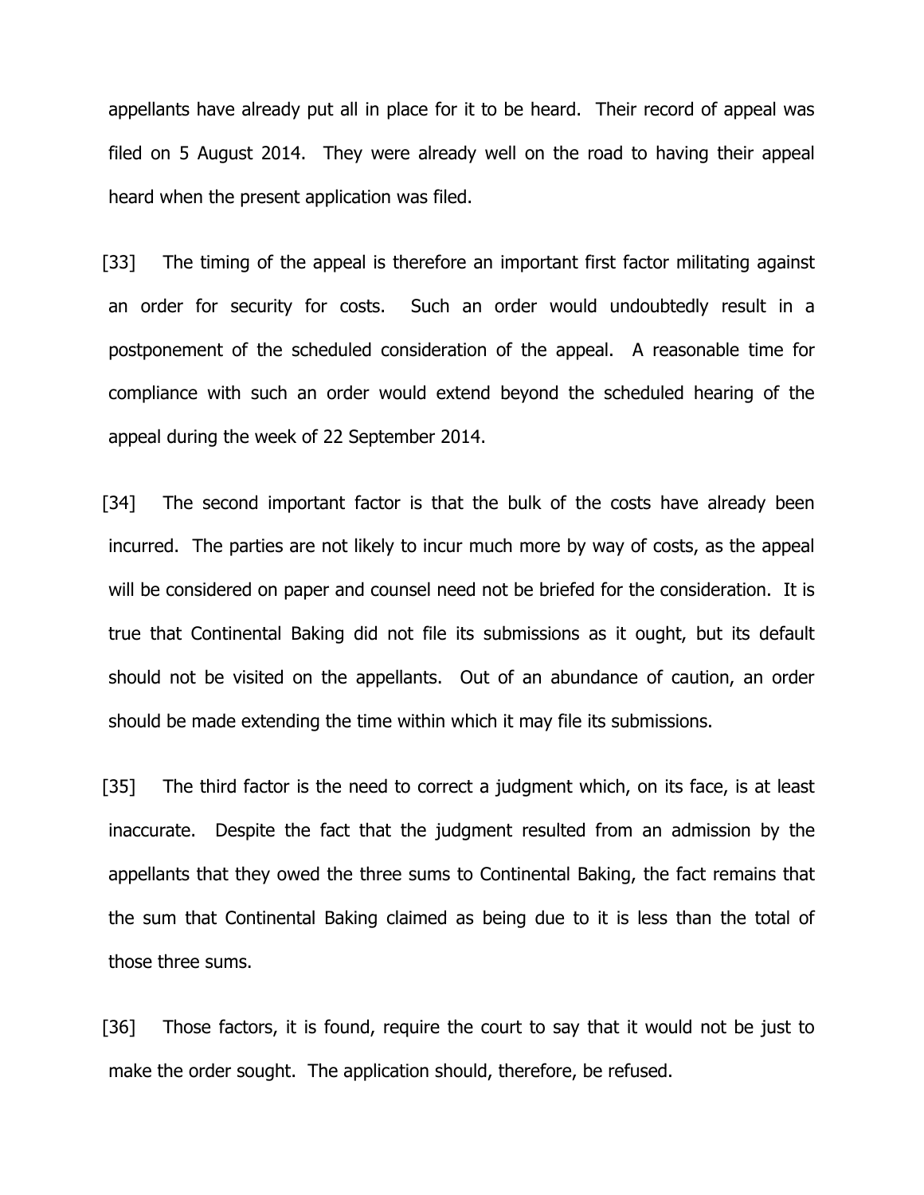appellants have already put all in place for it to be heard. Their record of appeal was filed on 5 August 2014. They were already well on the road to having their appeal heard when the present application was filed.

[33] The timing of the appeal is therefore an important first factor militating against an order for security for costs. Such an order would undoubtedly result in a postponement of the scheduled consideration of the appeal. A reasonable time for compliance with such an order would extend beyond the scheduled hearing of the appeal during the week of 22 September 2014.

[34] The second important factor is that the bulk of the costs have already been incurred. The parties are not likely to incur much more by way of costs, as the appeal will be considered on paper and counsel need not be briefed for the consideration. It is true that Continental Baking did not file its submissions as it ought, but its default should not be visited on the appellants. Out of an abundance of caution, an order should be made extending the time within which it may file its submissions.

[35] The third factor is the need to correct a judgment which, on its face, is at least inaccurate. Despite the fact that the judgment resulted from an admission by the appellants that they owed the three sums to Continental Baking, the fact remains that the sum that Continental Baking claimed as being due to it is less than the total of those three sums.

[36] Those factors, it is found, require the court to say that it would not be just to make the order sought. The application should, therefore, be refused.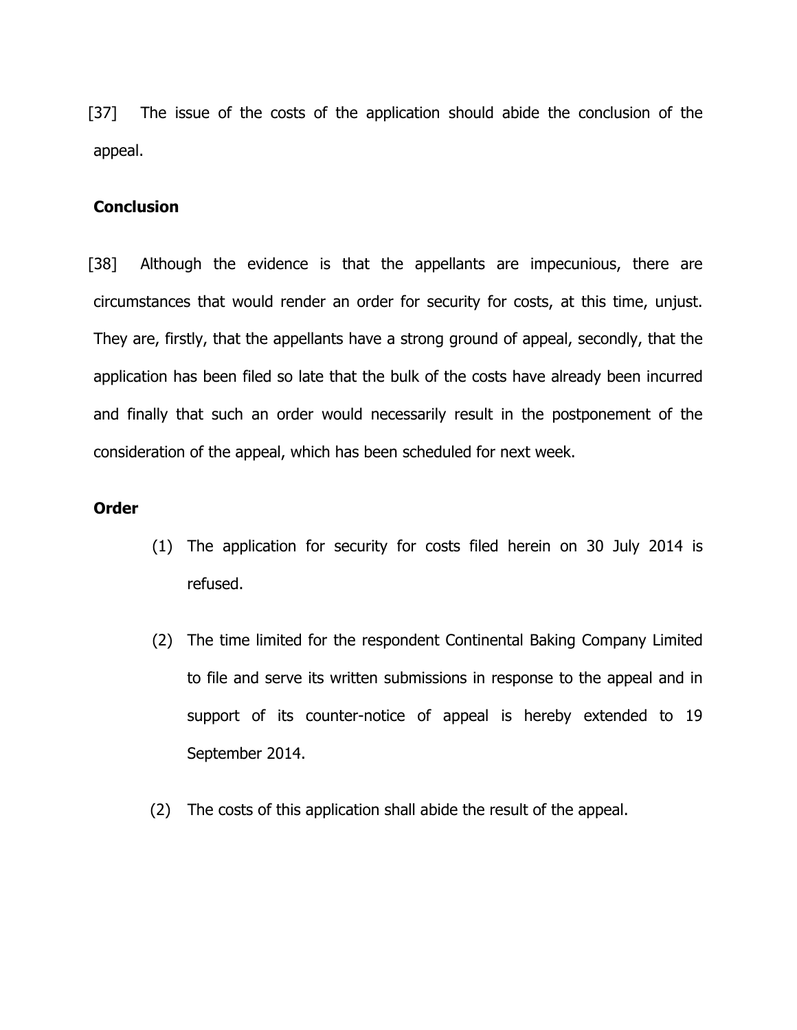[37] The issue of the costs of the application should abide the conclusion of the appeal.

## Conclusion

[38] Although the evidence is that the appellants are impecunious, there are circumstances that would render an order for security for costs, at this time, unjust. They are, firstly, that the appellants have a strong ground of appeal, secondly, that the application has been filed so late that the bulk of the costs have already been incurred and finally that such an order would necessarily result in the postponement of the consideration of the appeal, which has been scheduled for next week.

## Order

(1) The application for security for costs filed herein on 30 July 2014 is refused.

(2) The time limited for the respondent Continental Baking Company Limited to file and serve its written submissions in response to the appeal and in support of its counter-notice of appeal is hereby extended to 19 September 2014.

(2) The costs of this application shall abide the result of the appeal.